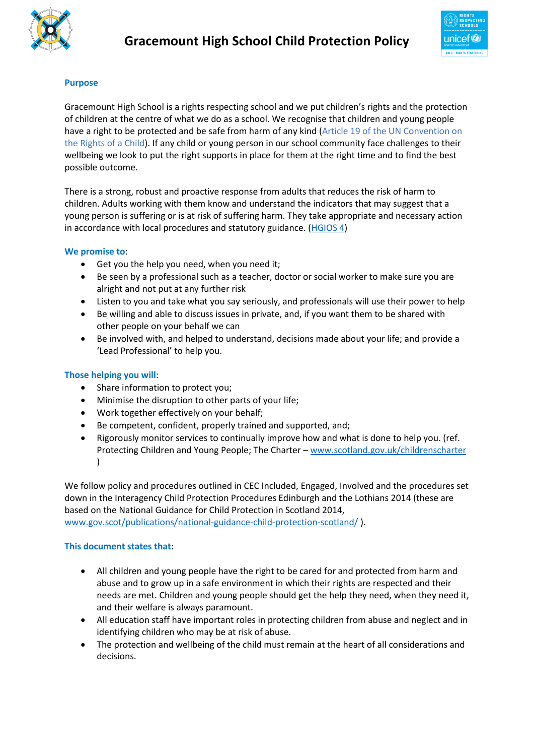# Gracemount High School Child Protection Policy

## Purpose

Gracemount High School is a rights respecting school and we put children's rights and the protection of children at the centre of what we do as a school. We recognise that children and young people have a right to be protected and be safe from harm of any kind (Article 19 of the UN Convention on the Rights of a Child). If any child or young person in our school community face challenges to their wellbeing we look to put the right supports in place for them at the right time and to find the best possible outcome.

There is a strong, robust and proactive response from adults that reduces the risk of harm to children. Adults working with them know and understand the indicators that may suggest that a young person is suffering or is at risk of suffering harm. They take appropriate and necessary action in accordance with local procedures and statutory guidance. (HGIOS 4)

**We promise to**:

- Get you the help you need, when you need it;
- Be seen by a professional such as a teacher, doctor or social worker to make sure you are alright and not put at any further risk
- Listen to you and take what you say seriously, and professionals will use their power to help
- Be willing and able to discuss issues in private, and, if you want them to be shared with other people on your behalf we can
- Be involved with, and helped to understand, decisions made about your life; and provide a 'Lead Professional' to help you.

**Those helping you will**:

- Share information to protect you;
- Minimise the disruption to other parts of your life;
- Work together effectively on your behalf;
- Be competent, confident, properly trained and supported, and;
- Rigorously monitor services to continually improve how and what is done to help you. (ref. Protecting Children and Young People; The Charter – www.scotland.gov.uk/childrenscharter )

We follow policy and procedures outlined in CEC Included, Engaged, Involved and the procedures set down in the Interagency Child Protection Procedures Edinburgh and the Lothians 2014 (these are based on the National Guidance for Child Protection in Scotland 2014, www.gov.scot/publications/national-guidance-child-protection-scotland/ ).

**This document states that**:

- All children and young people have the right to be cared for and protected from harm and abuse and to grow up in a safe environment in which their rights are respected and their needs are met. Children and young people should get the help they need, when they need it, and their welfare is always paramount.
- All education staff have important roles in protecting children from abuse and neglect and in identifying children who may be at risk of abuse.
- The protection and wellbeing of the child must remain at the heart of all considerations and decisions.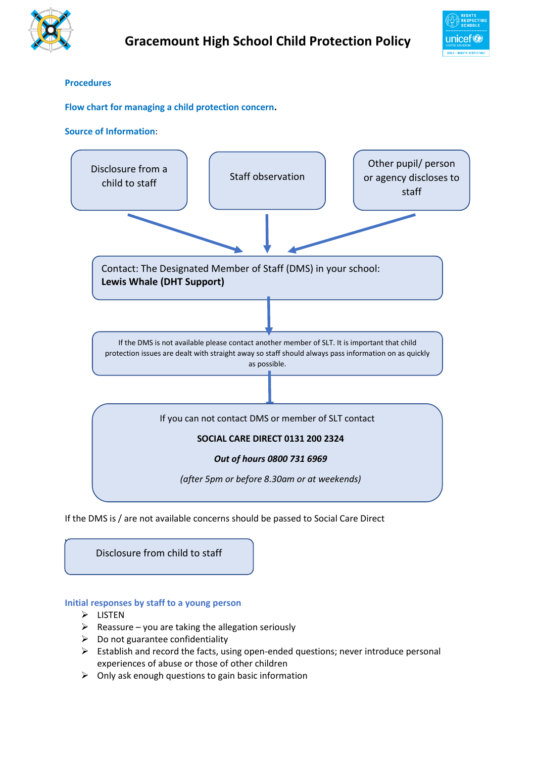**Procedures**

**Flow chart for managing a child protection concern.**

**Source of Information**:

Disclosure from a child to staff

Staff observation

Other pupil/ person or agency discloses to staff

Contact: The Designated Member of Staff (DMS) in your school:
**Lewis Whale (DHT Support)**

If the DMS is not available please contact another member of SLT. It is important that child protection issues are dealt with straight away so staff should always pass information on as quickly as possible.

If you can not contact DMS or member of SLT contact

**SOCIAL CARE DIRECT 0131 200 2324**

***Out of hours 0800 731 6969***

*(after 5pm or before 8.30am or at weekends)*

If the DMS is / are not available concerns should be passed to Social Care Direct

Disclosure from child to staff

**Initial responses by staff to a young person**

- LISTEN
- Reassure – you are taking the allegation seriously
- Do not guarantee confidentiality
- Establish and record the facts, using open-ended questions; never introduce personal experiences of abuse or those of other children
- Only ask enough questions to gain basic information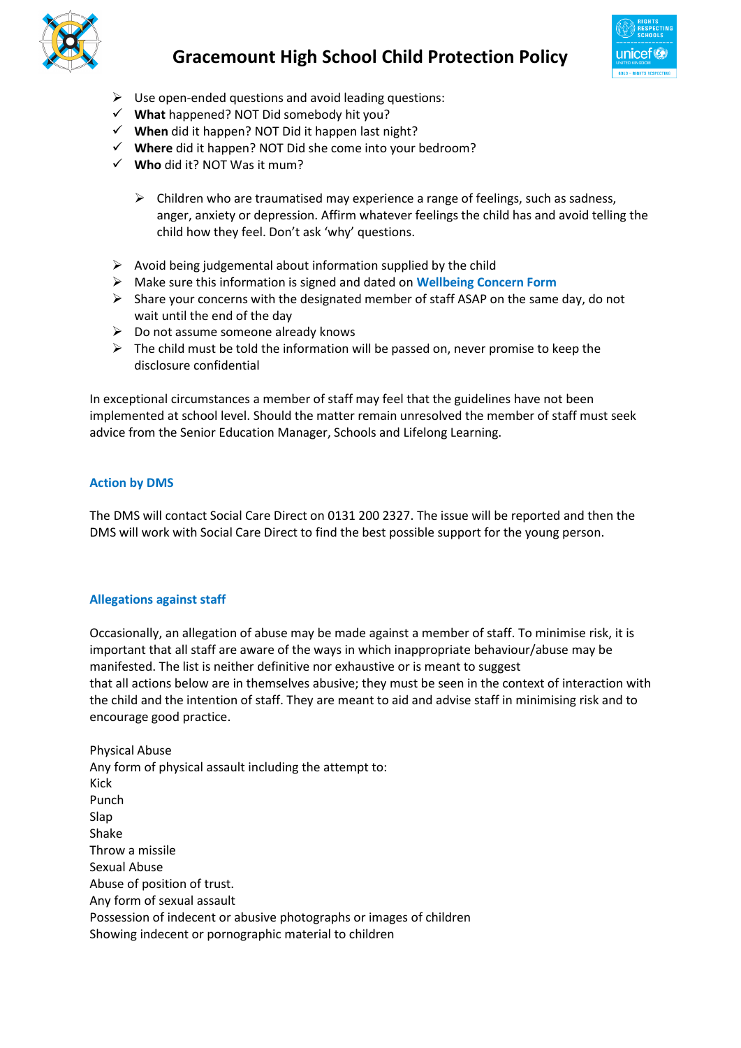- Use open-ended questions and avoid leading questions:
- ✓ **What** happened? NOT Did somebody hit you?
- ✓ **When** did it happen? NOT Did it happen last night?
- ✓ **Where** did it happen? NOT Did she come into your bedroom?
- ✓ **Who** did it? NOT Was it mum?

  - Children who are traumatised may experience a range of feelings, such as sadness, anger, anxiety or depression. Affirm whatever feelings the child has and avoid telling the child how they feel. Don't ask 'why' questions.

- Avoid being judgemental about information supplied by the child
- Make sure this information is signed and dated on **Wellbeing Concern Form**
- Share your concerns with the designated member of staff ASAP on the same day, do not wait until the end of the day
- Do not assume someone already knows
- The child must be told the information will be passed on, never promise to keep the disclosure confidential

In exceptional circumstances a member of staff may feel that the guidelines have not been implemented at school level. Should the matter remain unresolved the member of staff must seek advice from the Senior Education Manager, Schools and Lifelong Learning.

### Action by DMS

The DMS will contact Social Care Direct on 0131 200 2327. The issue will be reported and then the DMS will work with Social Care Direct to find the best possible support for the young person.

### Allegations against staff

Occasionally, an allegation of abuse may be made against a member of staff. To minimise risk, it is important that all staff are aware of the ways in which inappropriate behaviour/abuse may be manifested. The list is neither definitive nor exhaustive or is meant to suggest that all actions below are in themselves abusive; they must be seen in the context of interaction with the child and the intention of staff. They are meant to aid and advise staff in minimising risk and to encourage good practice.

Physical Abuse
Any form of physical assault including the attempt to:
Kick
Punch
Slap
Shake
Throw a missile
Sexual Abuse
Abuse of position of trust.
Any form of sexual assault
Possession of indecent or abusive photographs or images of children
Showing indecent or pornographic material to children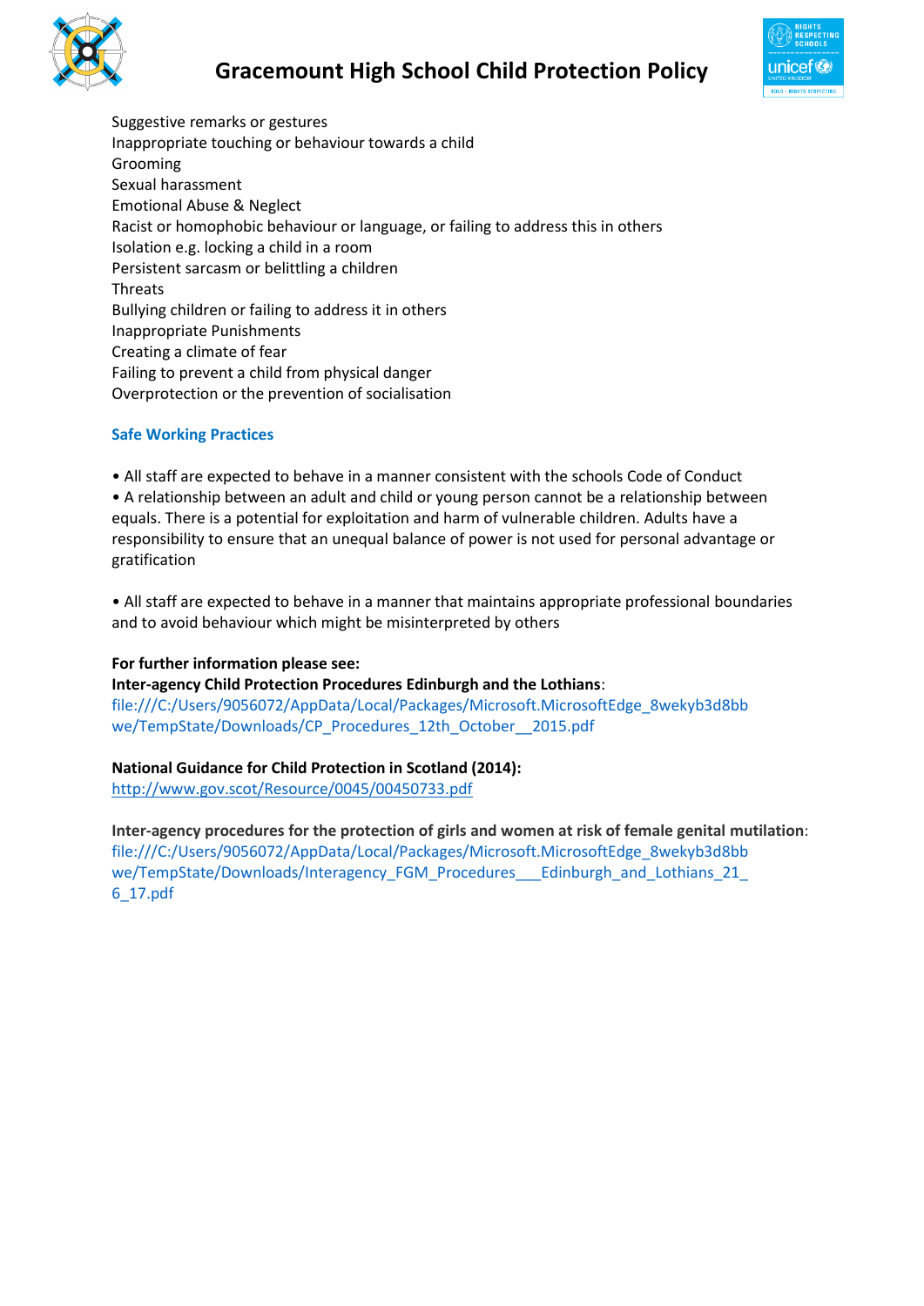Suggestive remarks or gestures
Inappropriate touching or behaviour towards a child
Grooming
Sexual harassment
Emotional Abuse & Neglect
Racist or homophobic behaviour or language, or failing to address this in others
Isolation e.g. locking a child in a room
Persistent sarcasm or belittling a children
Threats
Bullying children or failing to address it in others
Inappropriate Punishments
Creating a climate of fear
Failing to prevent a child from physical danger
Overprotection or the prevention of socialisation

### Safe Working Practices

• All staff are expected to behave in a manner consistent with the schools Code of Conduct
• A relationship between an adult and child or young person cannot be a relationship between equals. There is a potential for exploitation and harm of vulnerable children. Adults have a responsibility to ensure that an unequal balance of power is not used for personal advantage or gratification

• All staff are expected to behave in a manner that maintains appropriate professional boundaries and to avoid behaviour which might be misinterpreted by others

**For further information please see:**
**Inter-agency Child Protection Procedures Edinburgh and the Lothians**:
file:///C:/Users/9056072/AppData/Local/Packages/Microsoft.MicrosoftEdge_8wekyb3d8bbwe/TempState/Downloads/CP_Procedures_12th_October__2015.pdf

**National Guidance for Child Protection in Scotland (2014):**
http://www.gov.scot/Resource/0045/00450733.pdf

**Inter-agency procedures for the protection of girls and women at risk of female genital mutilation**:
file:///C:/Users/9056072/AppData/Local/Packages/Microsoft.MicrosoftEdge_8wekyb3d8bbwe/TempState/Downloads/Interagency_FGM_Procedures___Edinburgh_and_Lothians_21_6_17.pdf